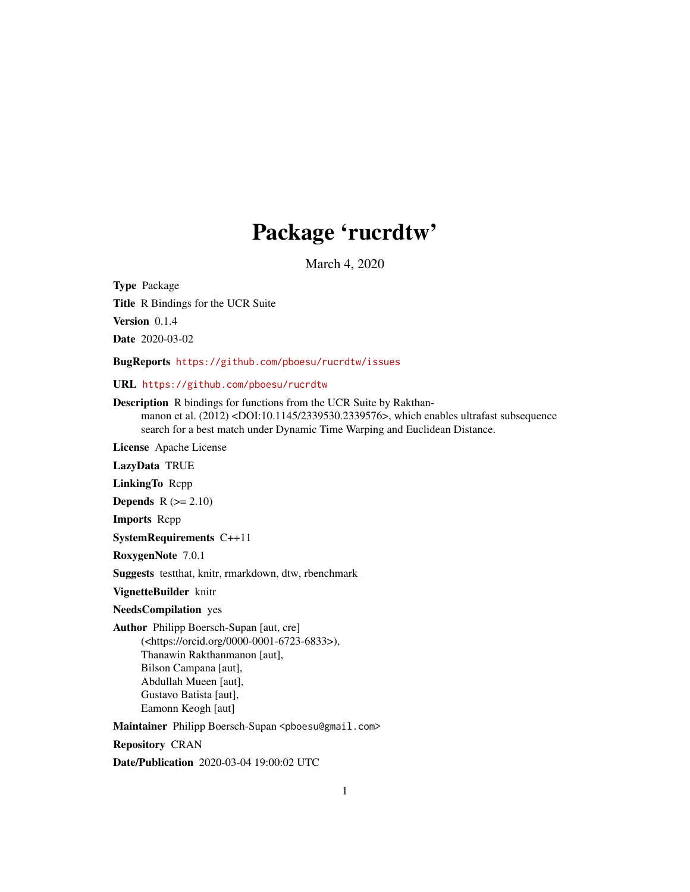# Package 'rucrdtw'

March 4, 2020

**Type** Package

**Title** R Bindings for the UCR Suite

**Version** 0.1.4

**Date** 2020-03-02

**BugReports** https://github.com/pboesu/rucrdtw/issues

**URL** https://github.com/pboesu/rucrdtw

**Description** R bindings for functions from the UCR Suite by Rakthanmanon et al. (2012) <DOI:10.1145/2339530.2339576>, which enables ultrafast subsequence search for a best match under Dynamic Time Warping and Euclidean Distance.

**License** Apache License

**LazyData** TRUE

**LinkingTo** Rcpp

**Depends** R (>= 2.10)

**Imports** Rcpp

**SystemRequirements** C++11

**RoxygenNote** 7.0.1

**Suggests** testthat, knitr, rmarkdown, dtw, rbenchmark

**VignetteBuilder** knitr

**NeedsCompilation** yes

**Author** Philipp Boersch-Supan [aut, cre] (<https://orcid.org/0000-0001-6723-6833>), Thanawin Rakthanmanon [aut], Bilson Campana [aut], Abdullah Mueen [aut], Gustavo Batista [aut], Eamonn Keogh [aut]

**Maintainer** Philipp Boersch-Supan <pboesu@gmail.com>

**Repository** CRAN

**Date/Publication** 2020-03-04 19:00:02 UTC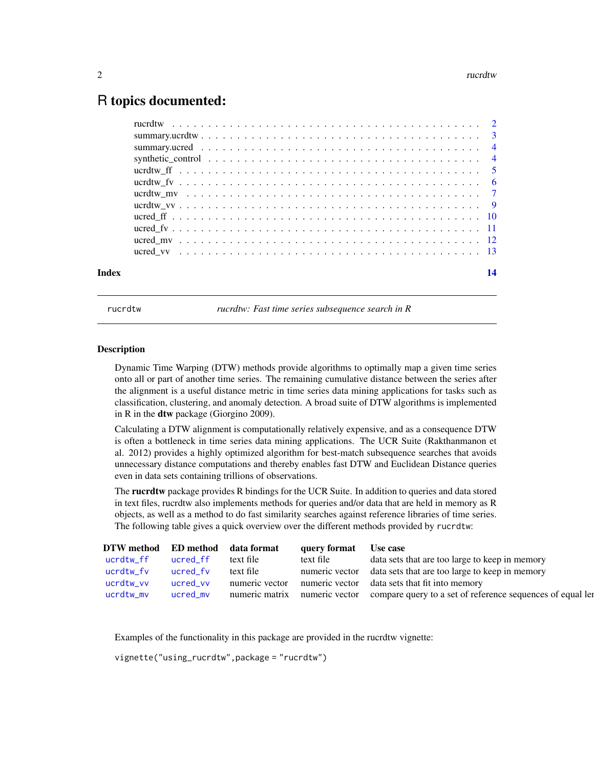# R topics documented:

| | |
|---|---|
| rucrdtw | 2 |
| summary.ucrdtw | 3 |
| summary.ucred | 4 |
| synthetic_control | 4 |
| ucrdtw_ff | 5 |
| ucrdtw_fv | 6 |
| ucrdtw_mv | 7 |
| ucrdtw_vv | 9 |
| ucred_ff | 10 |
| ucred_fv | 11 |
| ucred_mv | 12 |
| ucred_vv | 13 |

**Index** 14

---

`rucrdtw` *rucrdtw: Fast time series subsequence search in R*

---

### Description

Dynamic Time Warping (DTW) methods provide algorithms to optimally map a given time series onto all or part of another time series. The remaining cumulative distance between the series after the alignment is a useful distance metric in time series data mining applications for tasks such as classification, clustering, and anomaly detection. A broad suite of DTW algorithms is implemented in R in the **dtw** package (Giorgino 2009).

Calculating a DTW alignment is computationally relatively expensive, and as a consequence DTW is often a bottleneck in time series data mining applications. The UCR Suite (Rakthanmanon et al. 2012) provides a highly optimized algorithm for best-match subsequence searches that avoids unnecessary distance computations and thereby enables fast DTW and Euclidean Distance queries even in data sets containing trillions of observations.

The **rucrdtw** package provides R bindings for the UCR Suite. In addition to queries and data stored in text files, rucrdtw also implements methods for queries and/or data that are held in memory as R objects, as well as a method to do fast similarity searches against reference libraries of time series. The following table gives a quick overview over the different methods provided by `rucrdtw`:

| DTW method | ED method | data format | query format | Use case |
|---|---|---|---|---|
| `ucrdtw_ff` | `ucred_ff` | text file | text file | data sets that are too large to keep in memory |
| `ucrdtw_fv` | `ucred_fv` | text file | numeric vector | data sets that are too large to keep in memory |
| `ucrdtw_vv` | `ucred_vv` | numeric vector | numeric vector | data sets that fit into memory |
| `ucrdtw_mv` | `ucred_mv` | numeric matrix | numeric vector | compare query to a set of reference sequences of equal len |

Examples of the functionality in this package are provided in the rucrdtw vignette:

```
vignette("using_rucrdtw",package = "rucrdtw")
```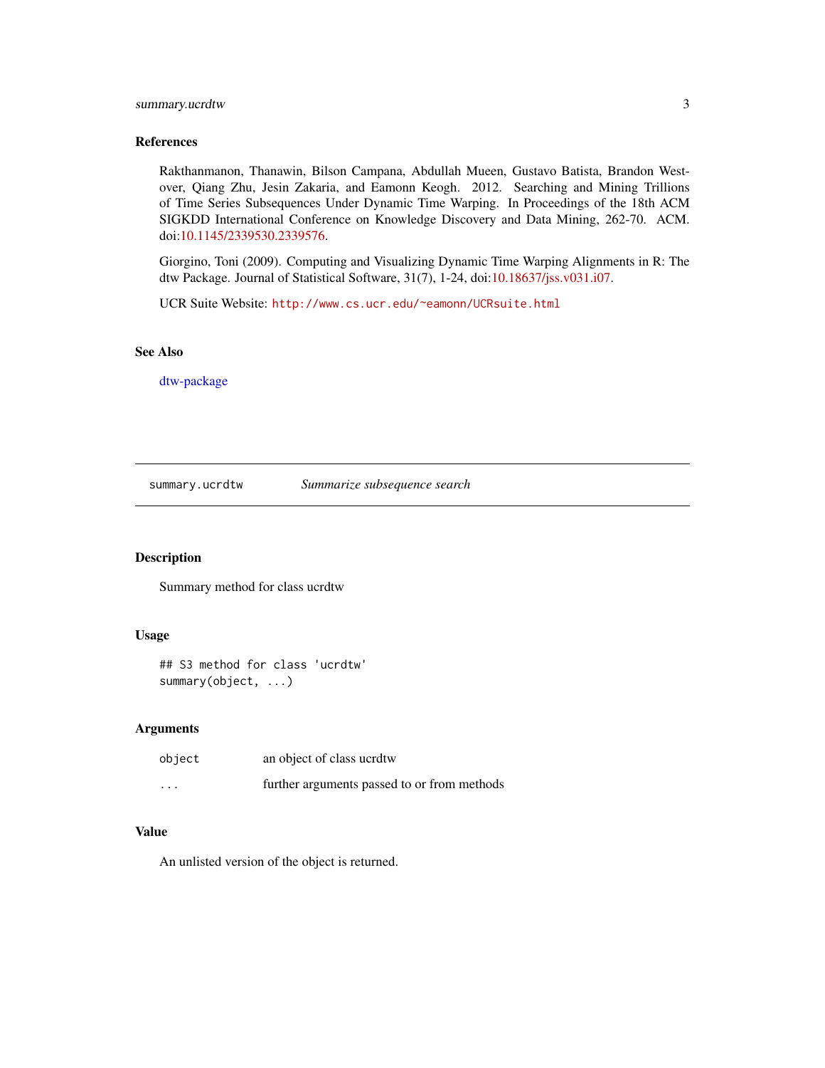### References

Rakthanmanon, Thanawin, Bilson Campana, Abdullah Mueen, Gustavo Batista, Brandon Westover, Qiang Zhu, Jesin Zakaria, and Eamonn Keogh. 2012. Searching and Mining Trillions of Time Series Subsequences Under Dynamic Time Warping. In Proceedings of the 18th ACM SIGKDD International Conference on Knowledge Discovery and Data Mining, 262-70. ACM. doi:10.1145/2339530.2339576.

Giorgino, Toni (2009). Computing and Visualizing Dynamic Time Warping Alignments in R: The dtw Package. Journal of Statistical Software, 31(7), 1-24, doi:10.18637/jss.v031.i07.

UCR Suite Website: `http://www.cs.ucr.edu/~eamonn/UCRsuite.html`

### See Also

dtw-package

---

## summary.ucrdtw — *Summarize subsequence search*

### Description

Summary method for class ucrdtw

### Usage

```
## S3 method for class 'ucrdtw'
summary(object, ...)
```

### Arguments

| | |
|---|---|
| `object` | an object of class ucrdtw |
| `...` | further arguments passed to or from methods |

### Value

An unlisted version of the object is returned.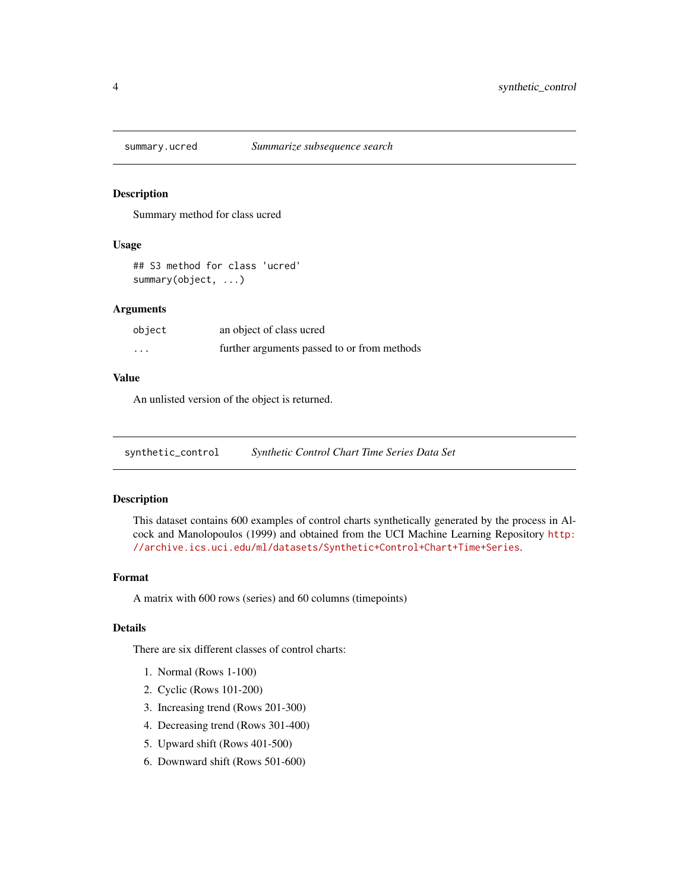## summary.ucred — *Summarize subsequence search*

### Description

Summary method for class ucred

### Usage

```
## S3 method for class 'ucred'
summary(object, ...)
```

### Arguments

| | |
|---|---|
| `object` | an object of class ucred |
| `...` | further arguments passed to or from methods |

### Value

An unlisted version of the object is returned.

## synthetic_control — *Synthetic Control Chart Time Series Data Set*

### Description

This dataset contains 600 examples of control charts synthetically generated by the process in Alcock and Manolopoulos (1999) and obtained from the UCI Machine Learning Repository http://archive.ics.uci.edu/ml/datasets/Synthetic+Control+Chart+Time+Series.

### Format

A matrix with 600 rows (series) and 60 columns (timepoints)

### Details

There are six different classes of control charts:

1. Normal (Rows 1-100)
2. Cyclic (Rows 101-200)
3. Increasing trend (Rows 201-300)
4. Decreasing trend (Rows 301-400)
5. Upward shift (Rows 401-500)
6. Downward shift (Rows 501-600)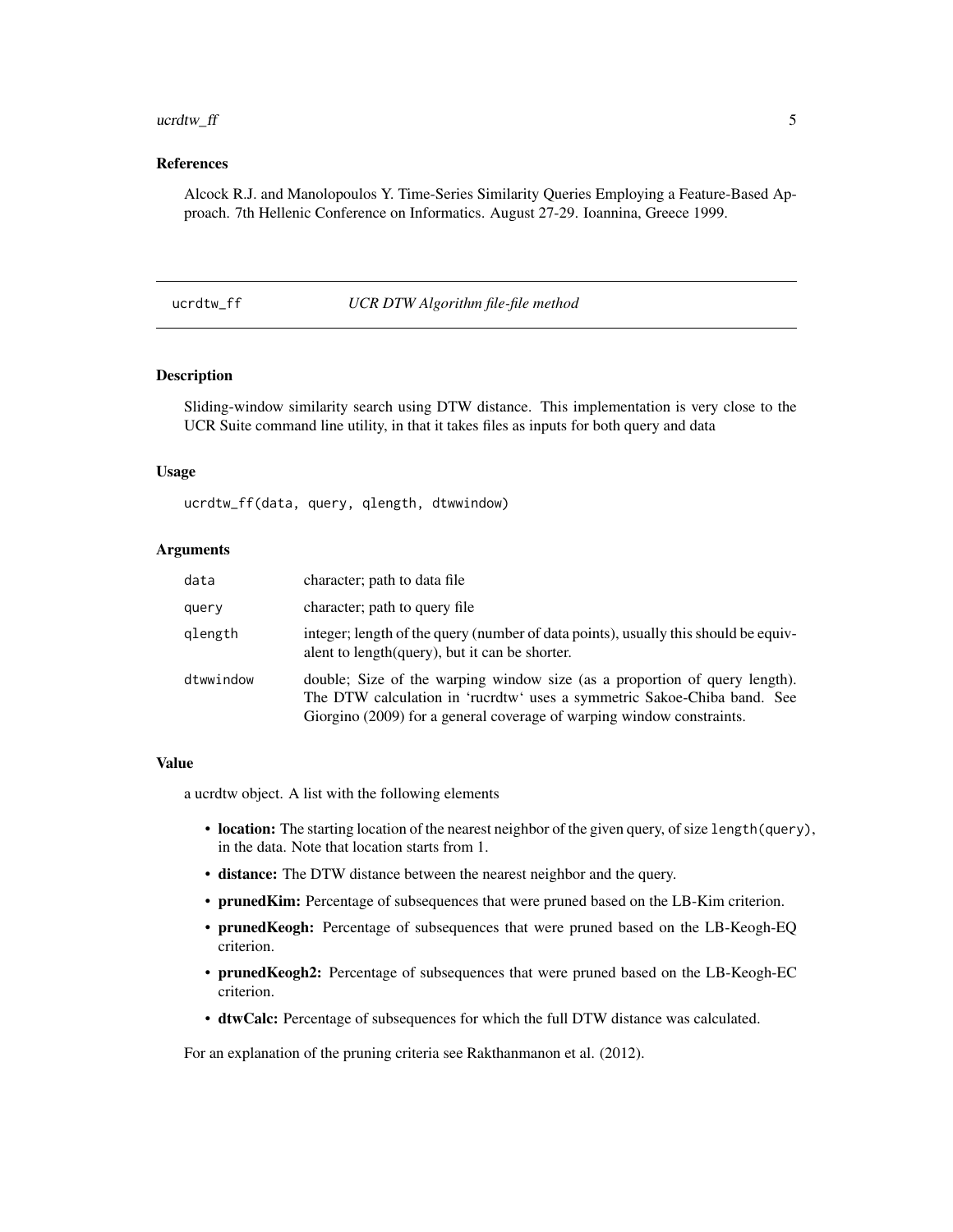### References

Alcock R.J. and Manolopoulos Y. Time-Series Similarity Queries Employing a Feature-Based Approach. 7th Hellenic Conference on Informatics. August 27-29. Ioannina, Greece 1999.

---

## ucrdtw_ff — *UCR DTW Algorithm file-file method*

---

### Description

Sliding-window similarity search using DTW distance. This implementation is very close to the UCR Suite command line utility, in that it takes files as inputs for both query and data

### Usage

```
ucrdtw_ff(data, query, qlength, dtwwindow)
```

### Arguments

| | |
|---|---|
| `data` | character; path to data file |
| `query` | character; path to query file |
| `qlength` | integer; length of the query (number of data points), usually this should be equivalent to length(query), but it can be shorter. |
| `dtwwindow` | double; Size of the warping window size (as a proportion of query length). The DTW calculation in 'rucrdtw' uses a symmetric Sakoe-Chiba band. See Giorgino (2009) for a general coverage of warping window constraints. |

### Value

a ucrdtw object. A list with the following elements

- **location:** The starting location of the nearest neighbor of the given query, of size `length(query)`, in the data. Note that location starts from 1.
- **distance:** The DTW distance between the nearest neighbor and the query.
- **prunedKim:** Percentage of subsequences that were pruned based on the LB-Kim criterion.
- **prunedKeogh:** Percentage of subsequences that were pruned based on the LB-Keogh-EQ criterion.
- **prunedKeogh2:** Percentage of subsequences that were pruned based on the LB-Keogh-EC criterion.
- **dtwCalc:** Percentage of subsequences for which the full DTW distance was calculated.

For an explanation of the pruning criteria see Rakthanmanon et al. (2012).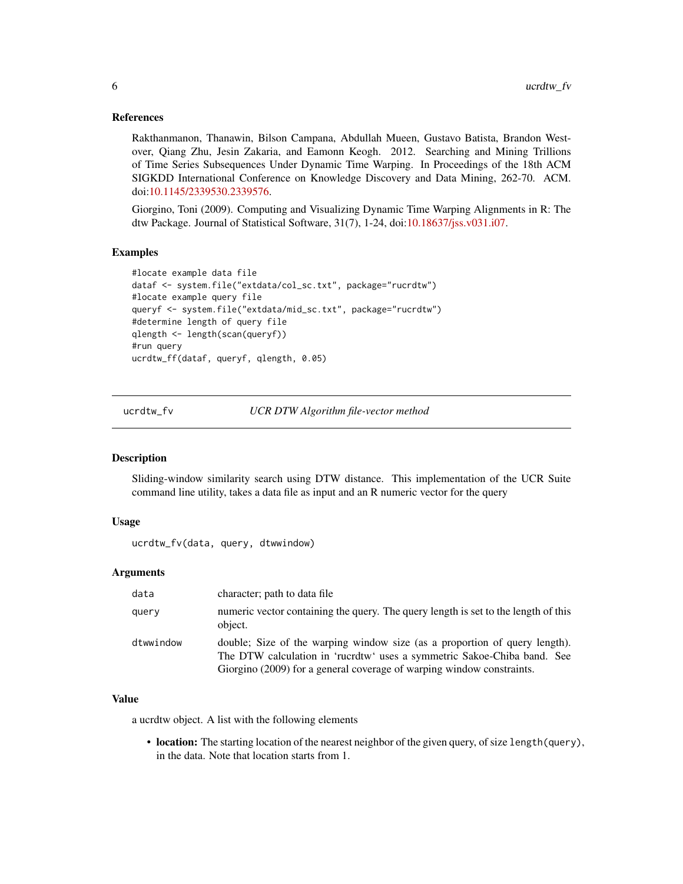### References

Rakthanmanon, Thanawin, Bilson Campana, Abdullah Mueen, Gustavo Batista, Brandon Westover, Qiang Zhu, Jesin Zakaria, and Eamonn Keogh. 2012. Searching and Mining Trillions of Time Series Subsequences Under Dynamic Time Warping. In Proceedings of the 18th ACM SIGKDD International Conference on Knowledge Discovery and Data Mining, 262-70. ACM. doi:10.1145/2339530.2339576.

Giorgino, Toni (2009). Computing and Visualizing Dynamic Time Warping Alignments in R: The dtw Package. Journal of Statistical Software, 31(7), 1-24, doi:10.18637/jss.v031.i07.

### Examples

```
#locate example data file
dataf <- system.file("extdata/col_sc.txt", package="rucrdtw")
#locate example query file
queryf <- system.file("extdata/mid_sc.txt", package="rucrdtw")
#determine length of query file
qlength <- length(scan(queryf))
#run query
ucrdtw_ff(dataf, queryf, qlength, 0.05)
```

---

## ucrdtw_fv — *UCR DTW Algorithm file-vector method*

### Description

Sliding-window similarity search using DTW distance. This implementation of the UCR Suite command line utility, takes a data file as input and an R numeric vector for the query

### Usage

```
ucrdtw_fv(data, query, dtwwindow)
```

### Arguments

| | |
|---|---|
| `data` | character; path to data file |
| `query` | numeric vector containing the query. The query length is set to the length of this object. |
| `dtwwindow` | double; Size of the warping window size (as a proportion of query length). The DTW calculation in 'rucrdtw' uses a symmetric Sakoe-Chiba band. See Giorgino (2009) for a general coverage of warping window constraints. |

### Value

a ucrdtw object. A list with the following elements

- **location:** The starting location of the nearest neighbor of the given query, of size `length(query)`, in the data. Note that location starts from 1.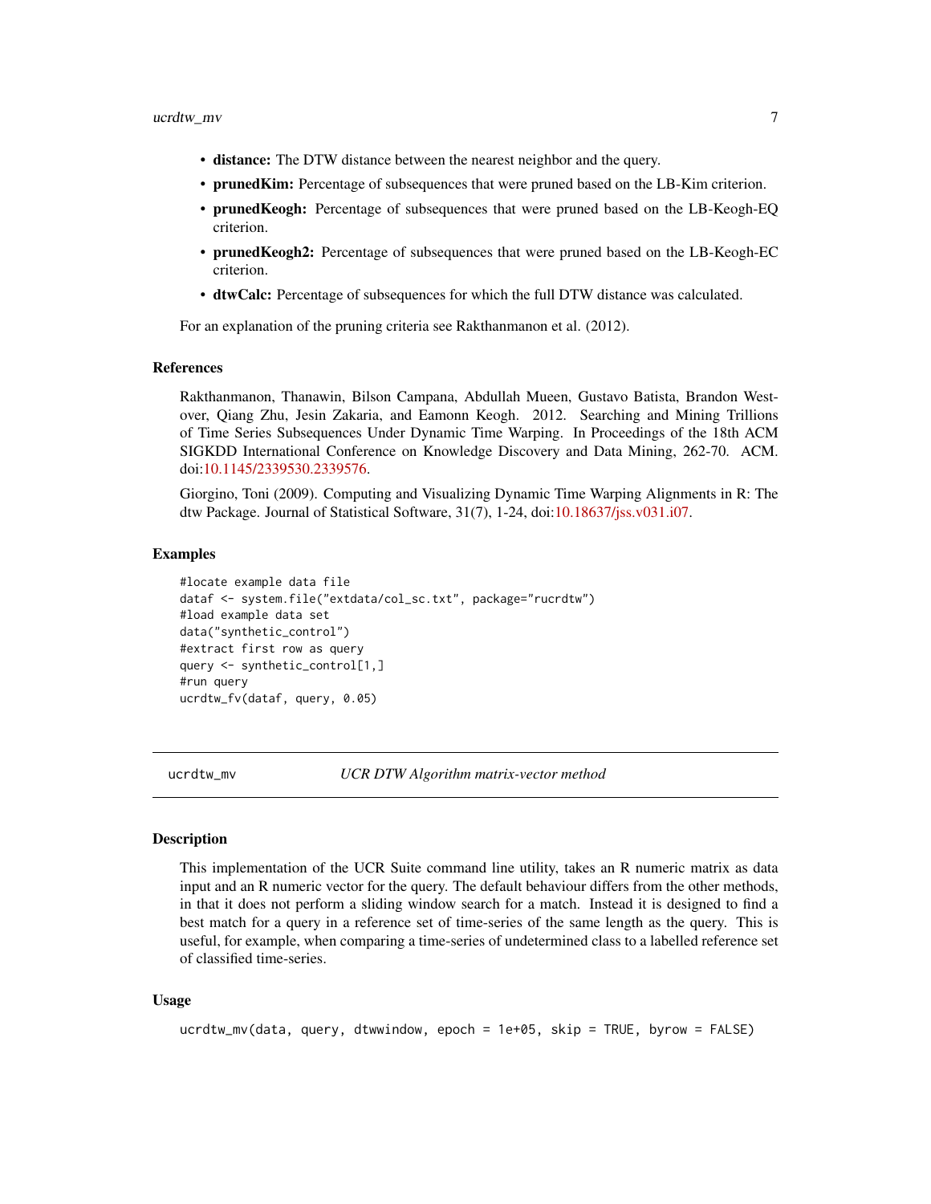- **distance:** The DTW distance between the nearest neighbor and the query.
- **prunedKim:** Percentage of subsequences that were pruned based on the LB-Kim criterion.
- **prunedKeogh:** Percentage of subsequences that were pruned based on the LB-Keogh-EQ criterion.
- **prunedKeogh2:** Percentage of subsequences that were pruned based on the LB-Keogh-EC criterion.
- **dtwCalc:** Percentage of subsequences for which the full DTW distance was calculated.

For an explanation of the pruning criteria see Rakthanmanon et al. (2012).

### References

Rakthanmanon, Thanawin, Bilson Campana, Abdullah Mueen, Gustavo Batista, Brandon Westover, Qiang Zhu, Jesin Zakaria, and Eamonn Keogh. 2012. Searching and Mining Trillions of Time Series Subsequences Under Dynamic Time Warping. In Proceedings of the 18th ACM SIGKDD International Conference on Knowledge Discovery and Data Mining, 262-70. ACM. doi:10.1145/2339530.2339576.

Giorgino, Toni (2009). Computing and Visualizing Dynamic Time Warping Alignments in R: The dtw Package. Journal of Statistical Software, 31(7), 1-24, doi:10.18637/jss.v031.i07.

### Examples

```
#locate example data file
dataf <- system.file("extdata/col_sc.txt", package="rucrdtw")
#load example data set
data("synthetic_control")
#extract first row as query
query <- synthetic_control[1,]
#run query
ucrdtw_fv(dataf, query, 0.05)
```

## ucrdtw_mv *UCR DTW Algorithm matrix-vector method*

### Description

This implementation of the UCR Suite command line utility, takes an R numeric matrix as data input and an R numeric vector for the query. The default behaviour differs from the other methods, in that it does not perform a sliding window search for a match. Instead it is designed to find a best match for a query in a reference set of time-series of the same length as the query. This is useful, for example, when comparing a time-series of undetermined class to a labelled reference set of classified time-series.

### Usage

```
ucrdtw_mv(data, query, dtwwindow, epoch = 1e+05, skip = TRUE, byrow = FALSE)
```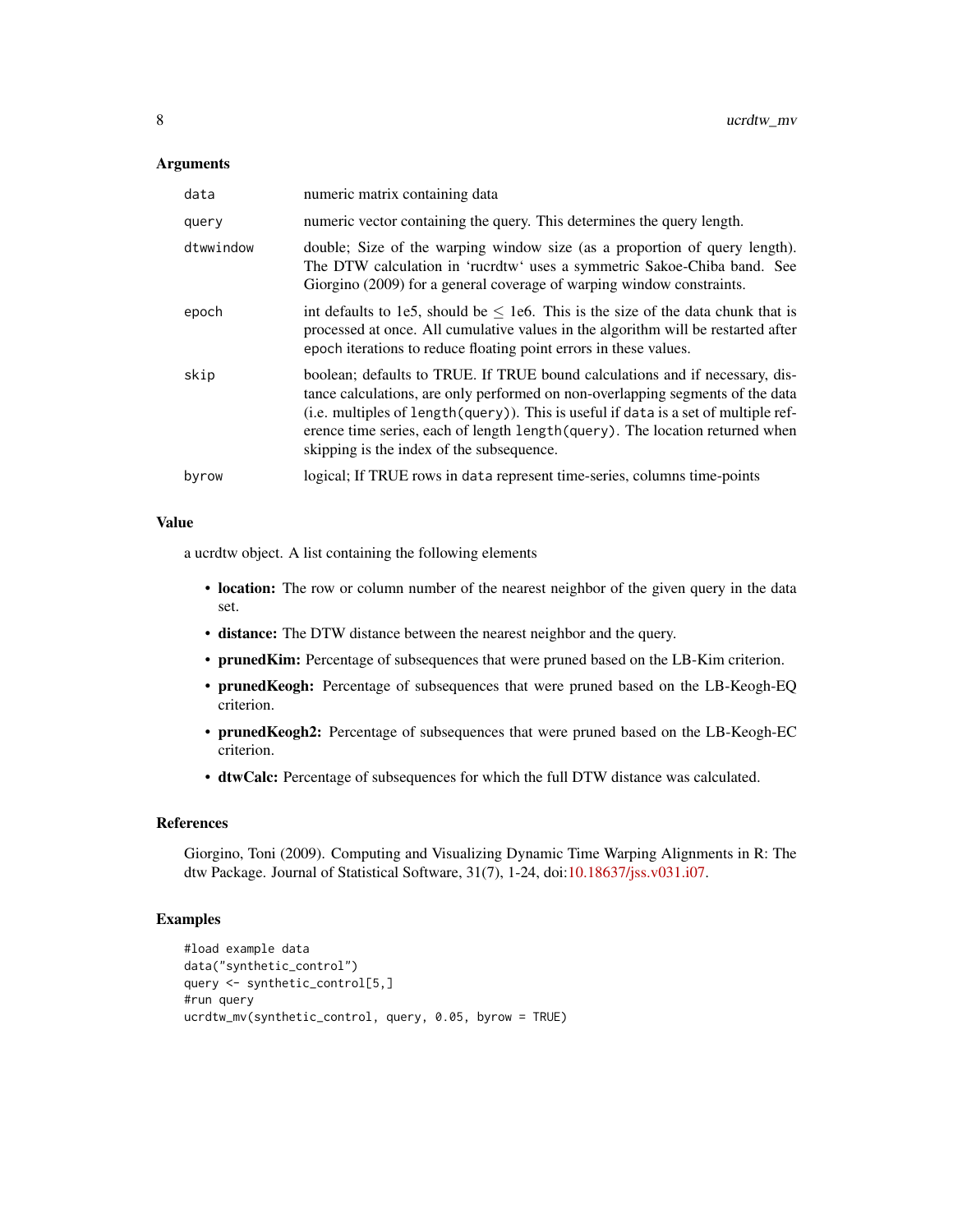### Arguments

| | |
|---|---|
| `data` | numeric matrix containing data |
| `query` | numeric vector containing the query. This determines the query length. |
| `dtwwindow` | double; Size of the warping window size (as a proportion of query length). The DTW calculation in 'rucrdtw' uses a symmetric Sakoe-Chiba band. See Giorgino (2009) for a general coverage of warping window constraints. |
| `epoch` | int defaults to 1e5, should be $\leq$ 1e6. This is the size of the data chunk that is processed at once. All cumulative values in the algorithm will be restarted after epoch iterations to reduce floating point errors in these values. |
| `skip` | boolean; defaults to TRUE. If TRUE bound calculations and if necessary, distance calculations, are only performed on non-overlapping segments of the data (i.e. multiples of `length(query)`). This is useful if `data` is a set of multiple reference time series, each of length `length(query)`. The location returned when skipping is the index of the subsequence. |
| `byrow` | logical; If TRUE rows in `data` represent time-series, columns time-points |

### Value

a ucrdtw object. A list containing the following elements

- **location:** The row or column number of the nearest neighbor of the given query in the data set.
- **distance:** The DTW distance between the nearest neighbor and the query.
- **prunedKim:** Percentage of subsequences that were pruned based on the LB-Kim criterion.
- **prunedKeogh:** Percentage of subsequences that were pruned based on the LB-Keogh-EQ criterion.
- **prunedKeogh2:** Percentage of subsequences that were pruned based on the LB-Keogh-EC criterion.
- **dtwCalc:** Percentage of subsequences for which the full DTW distance was calculated.

### References

Giorgino, Toni (2009). Computing and Visualizing Dynamic Time Warping Alignments in R: The dtw Package. Journal of Statistical Software, 31(7), 1-24, doi:10.18637/jss.v031.i07.

### Examples

```
#load example data
data("synthetic_control")
query <- synthetic_control[5,]
#run query
ucrdtw_mv(synthetic_control, query, 0.05, byrow = TRUE)
```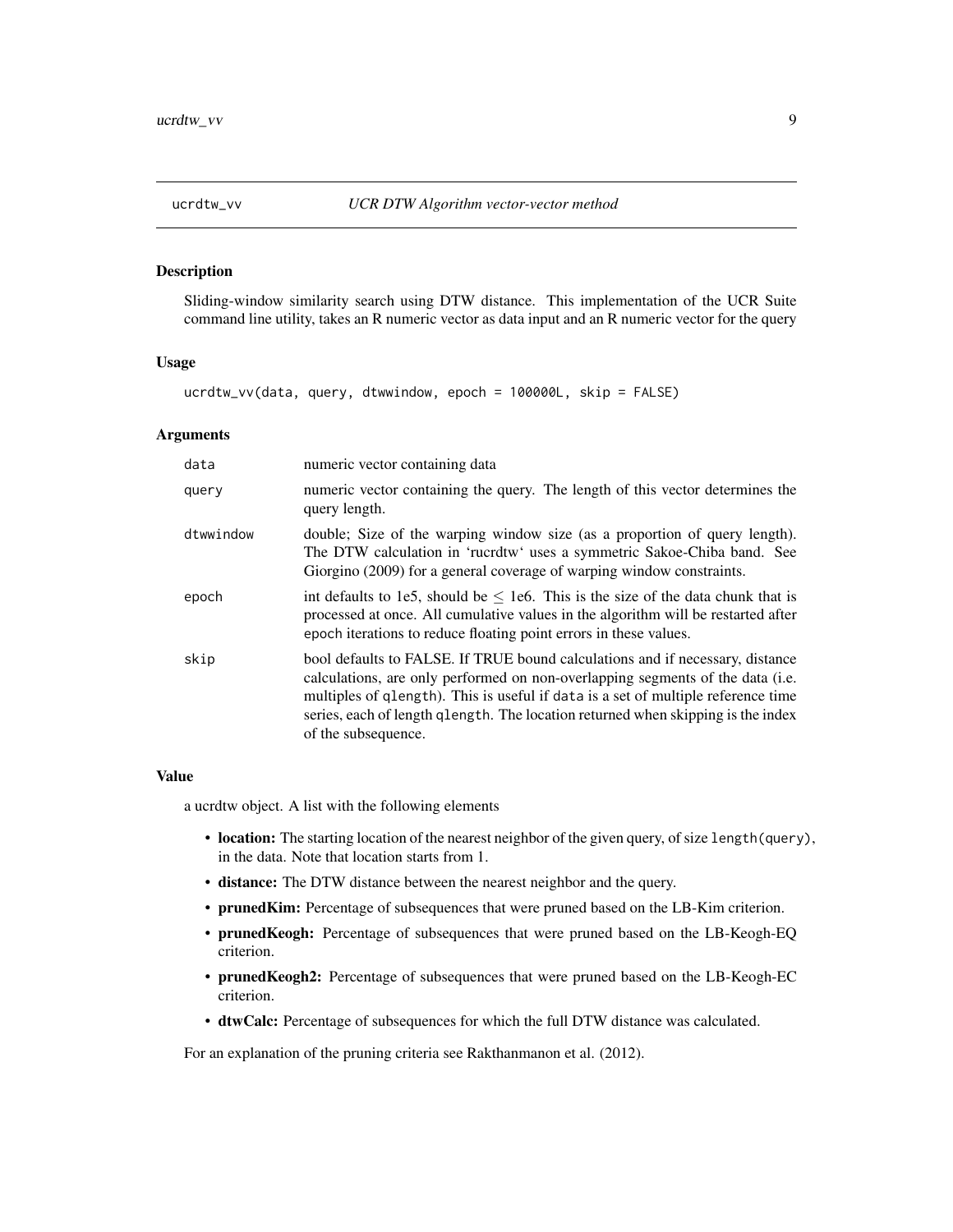# ucrdtw_vv — *UCR DTW Algorithm vector-vector method*

## Description

Sliding-window similarity search using DTW distance. This implementation of the UCR Suite command line utility, takes an R numeric vector as data input and an R numeric vector for the query

## Usage

```
ucrdtw_vv(data, query, dtwwindow, epoch = 100000L, skip = FALSE)
```

## Arguments

| Argument | Description |
| --- | --- |
| data | numeric vector containing data |
| query | numeric vector containing the query. The length of this vector determines the query length. |
| dtwwindow | double; Size of the warping window size (as a proportion of query length). The DTW calculation in 'rucrdtw' uses a symmetric Sakoe-Chiba band. See Giorgino (2009) for a general coverage of warping window constraints. |
| epoch | int defaults to 1e5, should be $\leq$ 1e6. This is the size of the data chunk that is processed at once. All cumulative values in the algorithm will be restarted after `epoch` iterations to reduce floating point errors in these values. |
| skip | bool defaults to FALSE. If TRUE bound calculations and if necessary, distance calculations, are only performed on non-overlapping segments of the data (i.e. multiples of `qlength`). This is useful if `data` is a set of multiple reference time series, each of length `qlength`. The location returned when skipping is the index of the subsequence. |

## Value

a ucrdtw object. A list with the following elements

- **location:** The starting location of the nearest neighbor of the given query, of size `length(query)`, in the data. Note that location starts from 1.
- **distance:** The DTW distance between the nearest neighbor and the query.
- **prunedKim:** Percentage of subsequences that were pruned based on the LB-Kim criterion.
- **prunedKeogh:** Percentage of subsequences that were pruned based on the LB-Keogh-EQ criterion.
- **prunedKeogh2:** Percentage of subsequences that were pruned based on the LB-Keogh-EC criterion.
- **dtwCalc:** Percentage of subsequences for which the full DTW distance was calculated.

For an explanation of the pruning criteria see Rakthanmanon et al. (2012).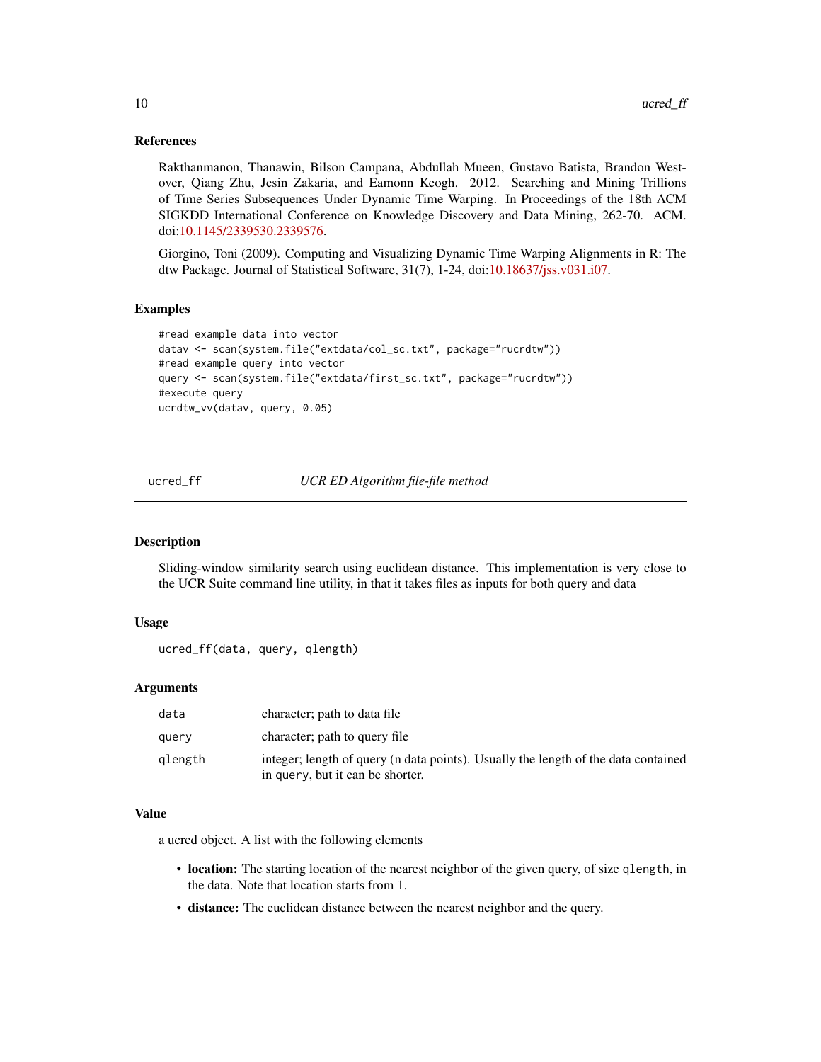### References

Rakthanmanon, Thanawin, Bilson Campana, Abdullah Mueen, Gustavo Batista, Brandon Westover, Qiang Zhu, Jesin Zakaria, and Eamonn Keogh. 2012. Searching and Mining Trillions of Time Series Subsequences Under Dynamic Time Warping. In Proceedings of the 18th ACM SIGKDD International Conference on Knowledge Discovery and Data Mining, 262-70. ACM. doi:10.1145/2339530.2339576.

Giorgino, Toni (2009). Computing and Visualizing Dynamic Time Warping Alignments in R: The dtw Package. Journal of Statistical Software, 31(7), 1-24, doi:10.18637/jss.v031.i07.

### Examples

```
#read example data into vector
datav <- scan(system.file("extdata/col_sc.txt", package="rucrdtw"))
#read example query into vector
query <- scan(system.file("extdata/first_sc.txt", package="rucrdtw"))
#execute query
ucrdtw_vv(datav, query, 0.05)
```

---

## ucred_ff — *UCR ED Algorithm file-file method*

### Description

Sliding-window similarity search using euclidean distance. This implementation is very close to the UCR Suite command line utility, in that it takes files as inputs for both query and data

### Usage

```
ucred_ff(data, query, qlength)
```

### Arguments

| | |
|---|---|
| data | character; path to data file |
| query | character; path to query file |
| qlength | integer; length of query (n data points). Usually the length of the data contained in query, but it can be shorter. |

### Value

a ucred object. A list with the following elements

- **location:** The starting location of the nearest neighbor of the given query, of size qlength, in the data. Note that location starts from 1.
- **distance:** The euclidean distance between the nearest neighbor and the query.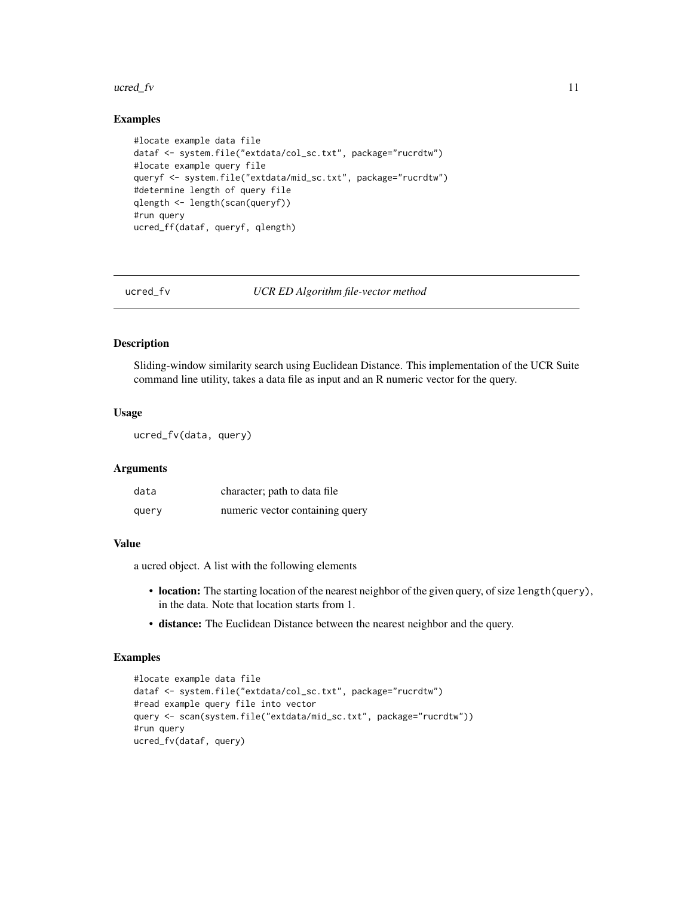## Examples

```
#locate example data file
dataf <- system.file("extdata/col_sc.txt", package="rucrdtw")
#locate example query file
queryf <- system.file("extdata/mid_sc.txt", package="rucrdtw")
#determine length of query file
qlength <- length(scan(queryf))
#run query
ucred_ff(dataf, queryf, qlength)
```

---

# ucred_fv — *UCR ED Algorithm file-vector method*

---

## Description

Sliding-window similarity search using Euclidean Distance. This implementation of the UCR Suite command line utility, takes a data file as input and an R numeric vector for the query.

## Usage

```
ucred_fv(data, query)
```

## Arguments

| | |
|---|---|
| data | character; path to data file |
| query | numeric vector containing query |

## Value

a ucred object. A list with the following elements

- **location:** The starting location of the nearest neighbor of the given query, of size `length(query)`, in the data. Note that location starts from 1.
- **distance:** The Euclidean Distance between the nearest neighbor and the query.

## Examples

```
#locate example data file
dataf <- system.file("extdata/col_sc.txt", package="rucrdtw")
#read example query file into vector
query <- scan(system.file("extdata/mid_sc.txt", package="rucrdtw"))
#run query
ucred_fv(dataf, query)
```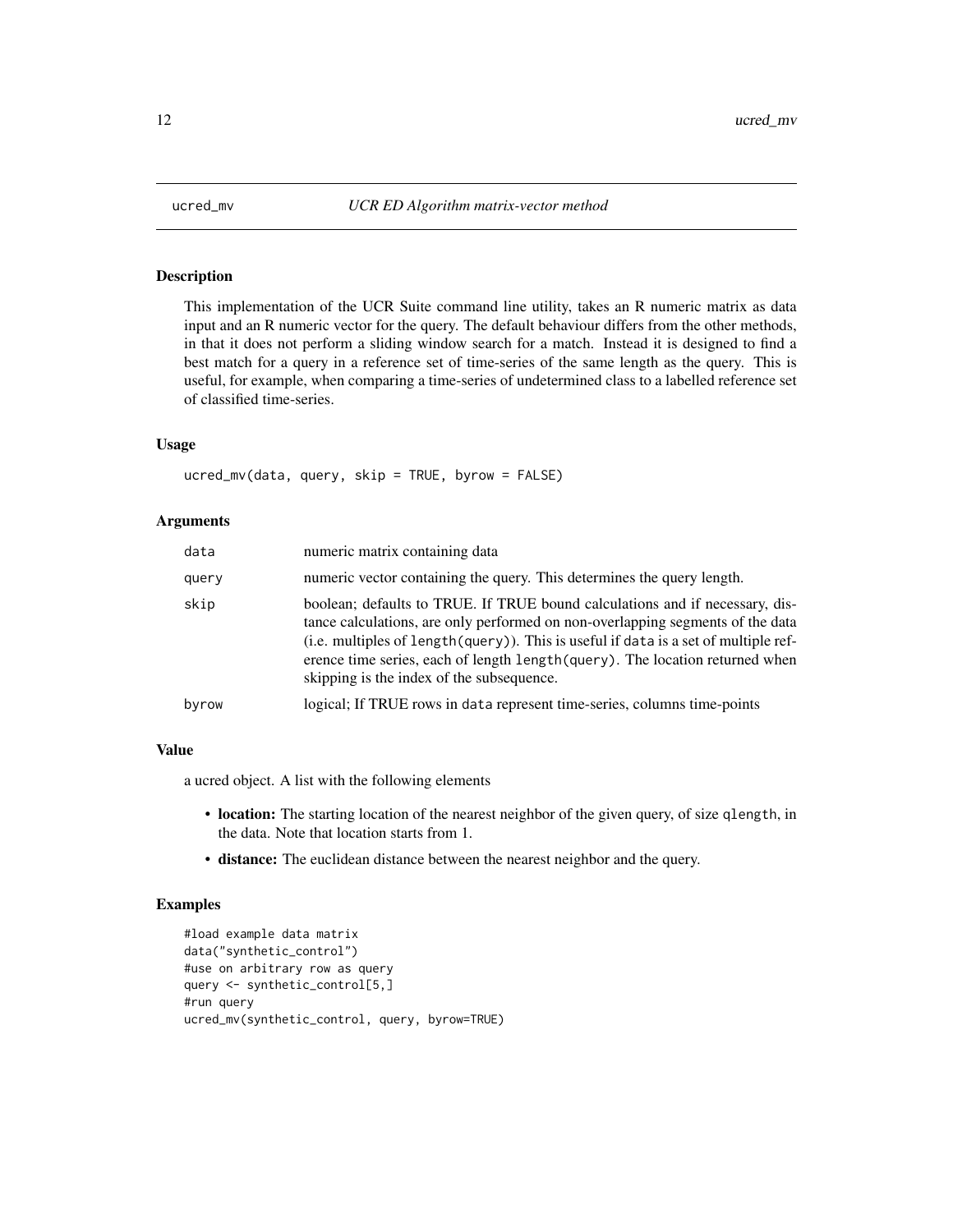## ucred_mv *UCR ED Algorithm matrix-vector method*

### Description

This implementation of the UCR Suite command line utility, takes an R numeric matrix as data input and an R numeric vector for the query. The default behaviour differs from the other methods, in that it does not perform a sliding window search for a match. Instead it is designed to find a best match for a query in a reference set of time-series of the same length as the query. This is useful, for example, when comparing a time-series of undetermined class to a labelled reference set of classified time-series.

### Usage

```
ucred_mv(data, query, skip = TRUE, byrow = FALSE)
```

### Arguments

| | |
|---|---|
| `data` | numeric matrix containing data |
| `query` | numeric vector containing the query. This determines the query length. |
| `skip` | boolean; defaults to TRUE. If TRUE bound calculations and if necessary, distance calculations, are only performed on non-overlapping segments of the data (i.e. multiples of `length(query)`). This is useful if `data` is a set of multiple reference time series, each of length `length(query)`. The location returned when skipping is the index of the subsequence. |
| `byrow` | logical; If TRUE rows in `data` represent time-series, columns time-points |

### Value

a ucred object. A list with the following elements

- **location:** The starting location of the nearest neighbor of the given query, of size `qlength`, in the data. Note that location starts from 1.
- **distance:** The euclidean distance between the nearest neighbor and the query.

### Examples

```
#load example data matrix
data("synthetic_control")
#use on arbitrary row as query
query <- synthetic_control[5,]
#run query
ucred_mv(synthetic_control, query, byrow=TRUE)
```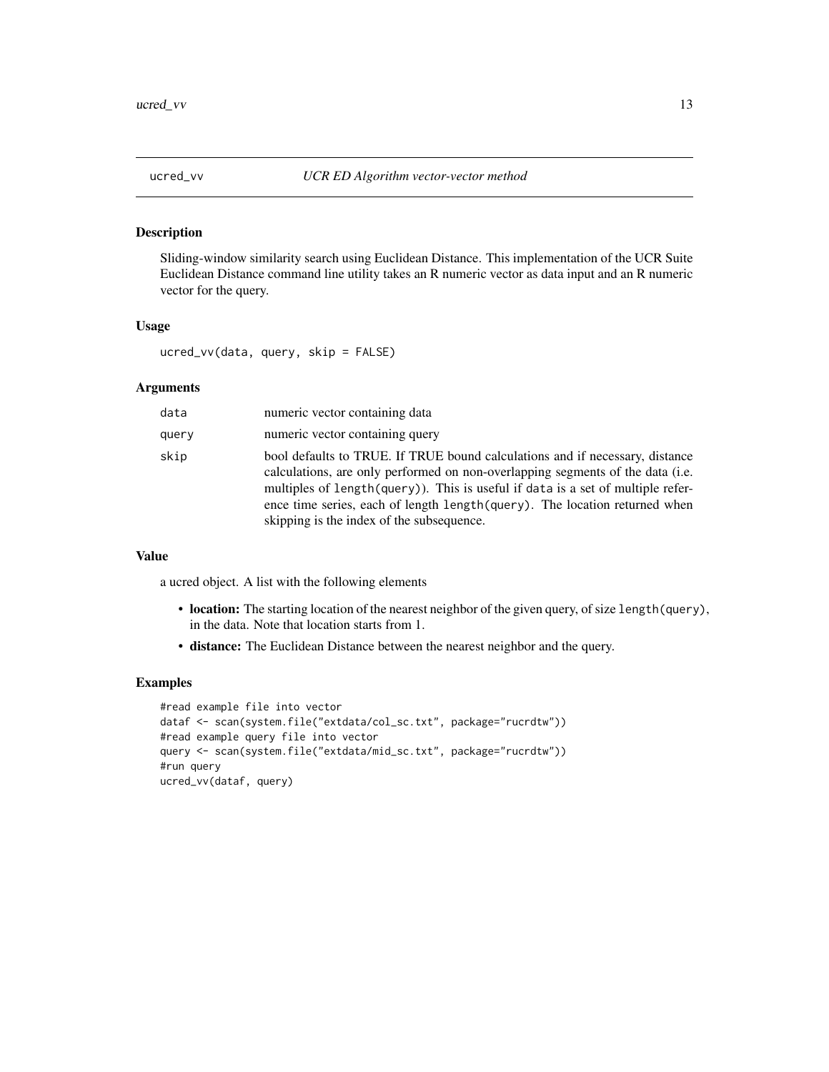## ucred_vv — *UCR ED Algorithm vector-vector method*

### Description

Sliding-window similarity search using Euclidean Distance. This implementation of the UCR Suite Euclidean Distance command line utility takes an R numeric vector as data input and an R numeric vector for the query.

### Usage

```
ucred_vv(data, query, skip = FALSE)
```

### Arguments

| | |
|---|---|
| `data` | numeric vector containing data |
| `query` | numeric vector containing query |
| `skip` | bool defaults to TRUE. If TRUE bound calculations and if necessary, distance calculations, are only performed on non-overlapping segments of the data (i.e. multiples of `length(query)`). This is useful if `data` is a set of multiple reference time series, each of length `length(query)`. The location returned when skipping is the index of the subsequence. |

### Value

a ucred object. A list with the following elements

- **location:** The starting location of the nearest neighbor of the given query, of size `length(query)`, in the data. Note that location starts from 1.
- **distance:** The Euclidean Distance between the nearest neighbor and the query.

### Examples

```
#read example file into vector
dataf <- scan(system.file("extdata/col_sc.txt", package="rucrdtw"))
#read example query file into vector
query <- scan(system.file("extdata/mid_sc.txt", package="rucrdtw"))
#run query
ucred_vv(dataf, query)
```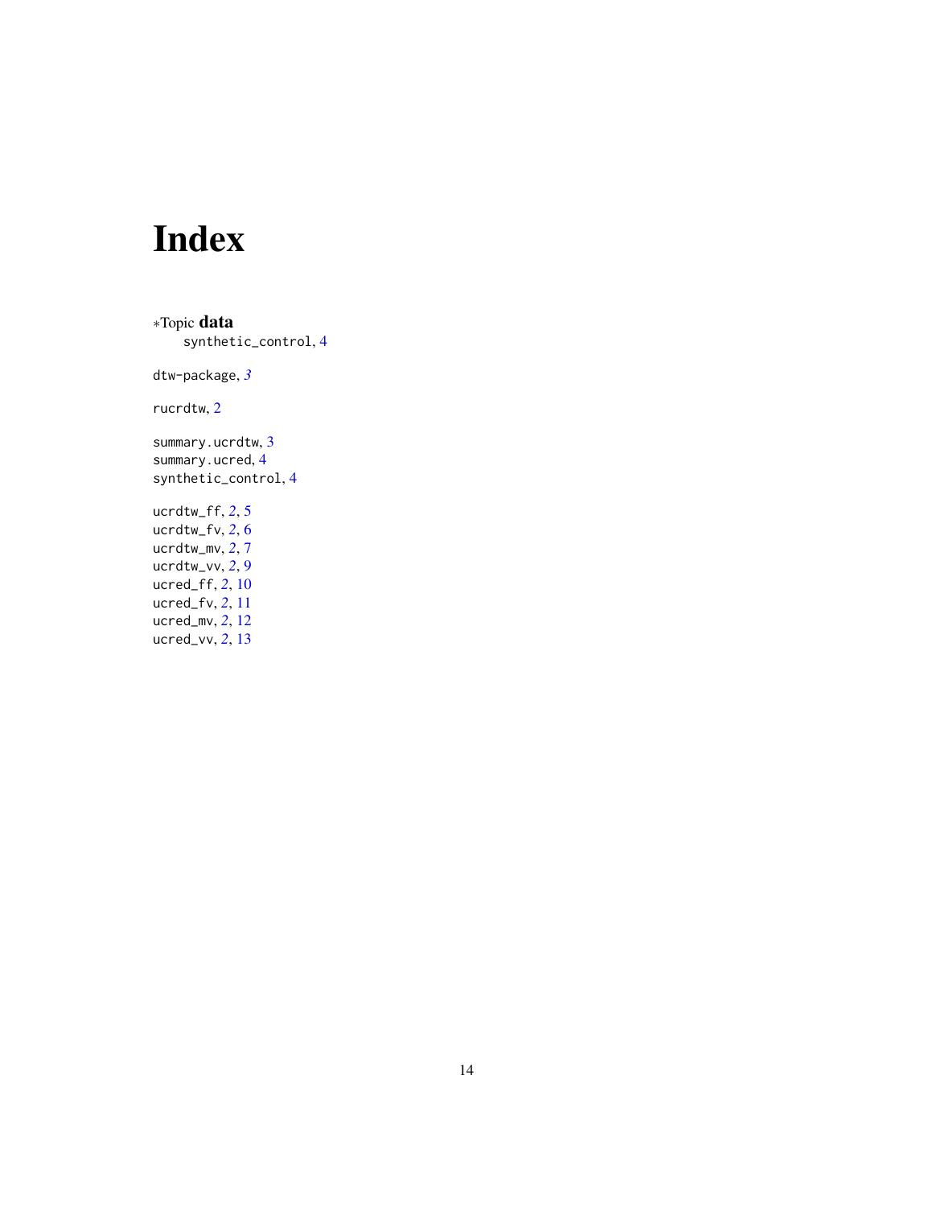# Index

∗Topic **data**

  synthetic_control, 4

dtw-package, *3*

rucrdtw, 2

summary.ucrdtw, 3
summary.ucred, 4
synthetic_control, 4

ucrdtw_ff, *2*, 5
ucrdtw_fv, *2*, 6
ucrdtw_mv, *2*, 7
ucrdtw_vv, *2*, 9
ucred_ff, *2*, 10
ucred_fv, *2*, 11
ucred_mv, *2*, 12
ucred_vv, *2*, 13